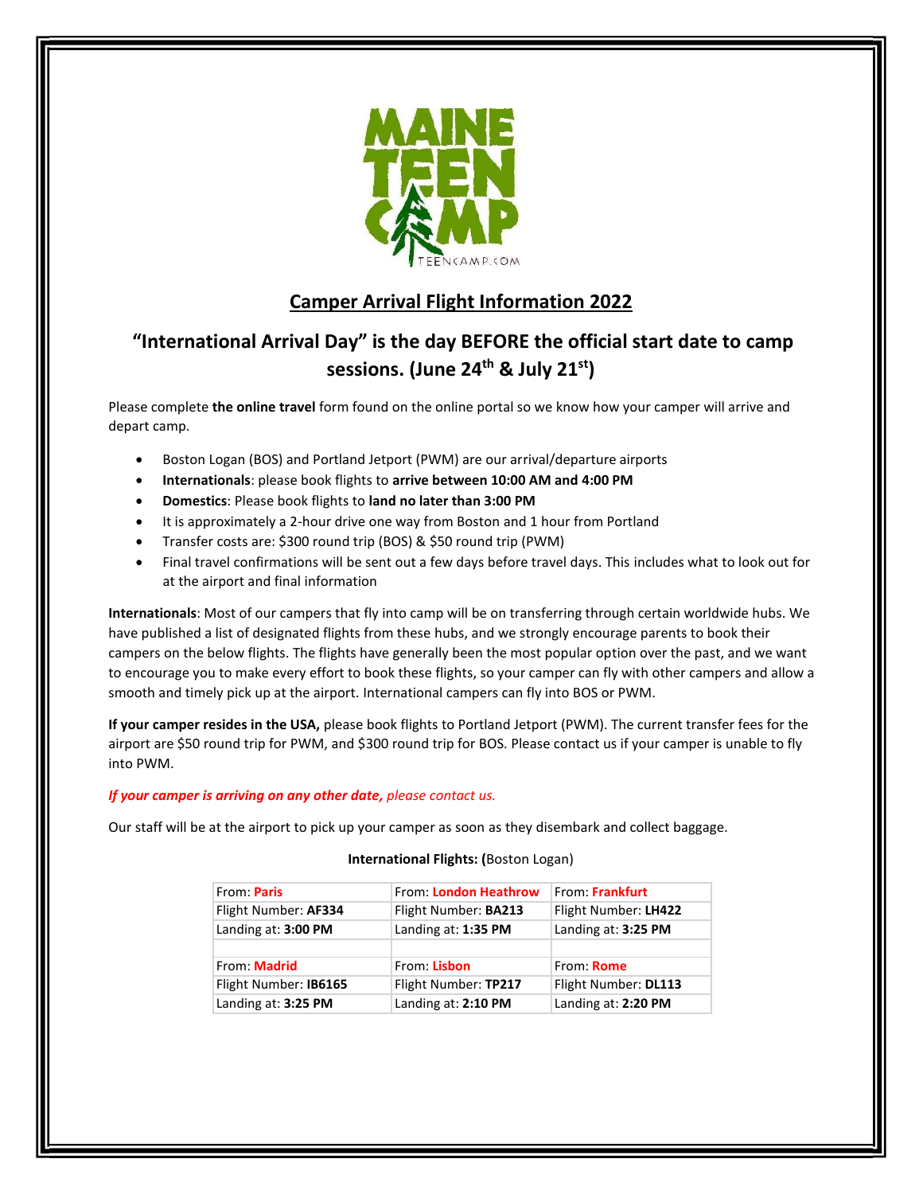MAINE TEEN CAMP
TEENCAMP.COM

## Camper Arrival Flight Information 2022

### "International Arrival Day" is the day BEFORE the official start date to camp sessions. (June 24th & July 21st)

Please complete **the online travel** form found on the online portal so we know how your camper will arrive and depart camp.

- Boston Logan (BOS) and Portland Jetport (PWM) are our arrival/departure airports
- **Internationals**: please book flights to **arrive between 10:00 AM and 4:00 PM**
- **Domestics**: Please book flights to **land no later than 3:00 PM**
- It is approximately a 2-hour drive one way from Boston and 1 hour from Portland
- Transfer costs are: $300 round trip (BOS) & $50 round trip (PWM)
- Final travel confirmations will be sent out a few days before travel days. This includes what to look out for at the airport and final information

**Internationals**: Most of our campers that fly into camp will be on transferring through certain worldwide hubs. We have published a list of designated flights from these hubs, and we strongly encourage parents to book their campers on the below flights. The flights have generally been the most popular option over the past, and we want to encourage you to make every effort to book these flights, so your camper can fly with other campers and allow a smooth and timely pick up at the airport. International campers can fly into BOS or PWM.

**If your camper resides in the USA,** please book flights to Portland Jetport (PWM). The current transfer fees for the airport are $50 round trip for PWM, and $300 round trip for BOS. Please contact us if your camper is unable to fly into PWM.

***If your camper is arriving on any other date,*** *please contact us.*

Our staff will be at the airport to pick up your camper as soon as they disembark and collect baggage.

**International Flights: (**Boston Logan)

| From: **Paris** | From: **London Heathrow** | From: **Frankfurt** |
|---|---|---|
| Flight Number: **AF334** | Flight Number: **BA213** | Flight Number: **LH422** |
| Landing at: **3:00 PM** | Landing at: **1:35 PM** | Landing at: **3:25 PM** |
| | | |
| From: **Madrid** | From: **Lisbon** | From: **Rome** |
| Flight Number: **IB6165** | Flight Number: **TP217** | Flight Number: **DL113** |
| Landing at: **3:25 PM** | Landing at: **2:10 PM** | Landing at: **2:20 PM** |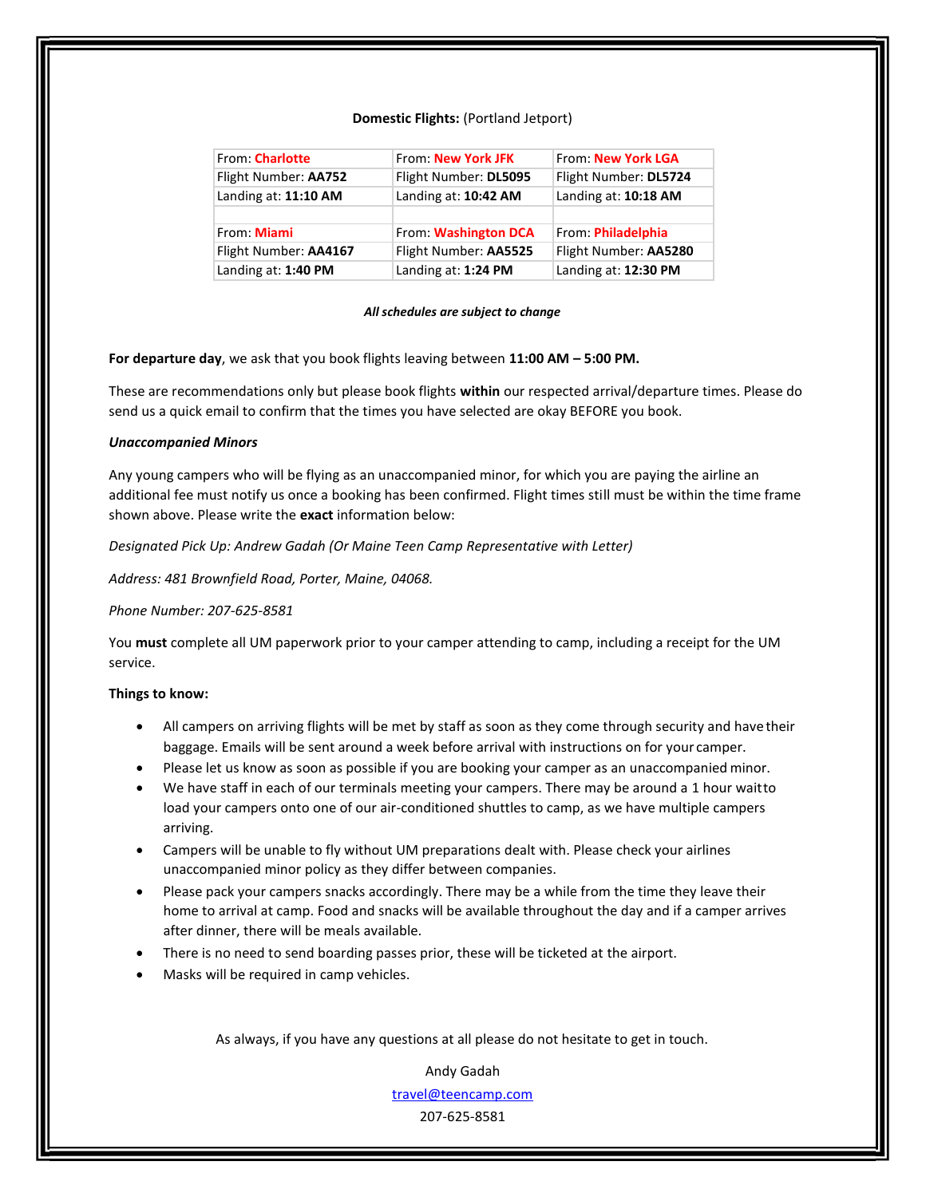**Domestic Flights:** (Portland Jetport)

| | | |
|---|---|---|
| From: **Charlotte** | From: **New York JFK** | From: **New York LGA** |
| Flight Number: **AA752** | Flight Number: **DL5095** | Flight Number: **DL5724** |
| Landing at: **11:10 AM** | Landing at: **10:42 AM** | Landing at: **10:18 AM** |
| | | |
| From: **Miami** | From: **Washington DCA** | From: **Philadelphia** |
| Flight Number: **AA4167** | Flight Number: **AA5525** | Flight Number: **AA5280** |
| Landing at: **1:40 PM** | Landing at: **1:24 PM** | Landing at: **12:30 PM** |

***All schedules are subject to change***

**For departure day**, we ask that you book flights leaving between **11:00 AM – 5:00 PM.**

These are recommendations only but please book flights **within** our respected arrival/departure times. Please do send us a quick email to confirm that the times you have selected are okay BEFORE you book.

***Unaccompanied Minors***

Any young campers who will be flying as an unaccompanied minor, for which you are paying the airline an additional fee must notify us once a booking has been confirmed. Flight times still must be within the time frame shown above. Please write the **exact** information below:

*Designated Pick Up: Andrew Gadah (Or Maine Teen Camp Representative with Letter)*

*Address: 481 Brownfield Road, Porter, Maine, 04068.*

*Phone Number: 207-625-8581*

You **must** complete all UM paperwork prior to your camper attending to camp, including a receipt for the UM service.

**Things to know:**

- All campers on arriving flights will be met by staff as soon as they come through security and have their baggage. Emails will be sent around a week before arrival with instructions on for your camper.
- Please let us know as soon as possible if you are booking your camper as an unaccompanied minor.
- We have staff in each of our terminals meeting your campers. There may be around a 1 hour wait to load your campers onto one of our air-conditioned shuttles to camp, as we have multiple campers arriving.
- Campers will be unable to fly without UM preparations dealt with. Please check your airlines unaccompanied minor policy as they differ between companies.
- Please pack your campers snacks accordingly. There may be a while from the time they leave their home to arrival at camp. Food and snacks will be available throughout the day and if a camper arrives after dinner, there will be meals available.
- There is no need to send boarding passes prior, these will be ticketed at the airport.
- Masks will be required in camp vehicles.

As always, if you have any questions at all please do not hesitate to get in touch.

Andy Gadah

travel@teencamp.com

207-625-8581